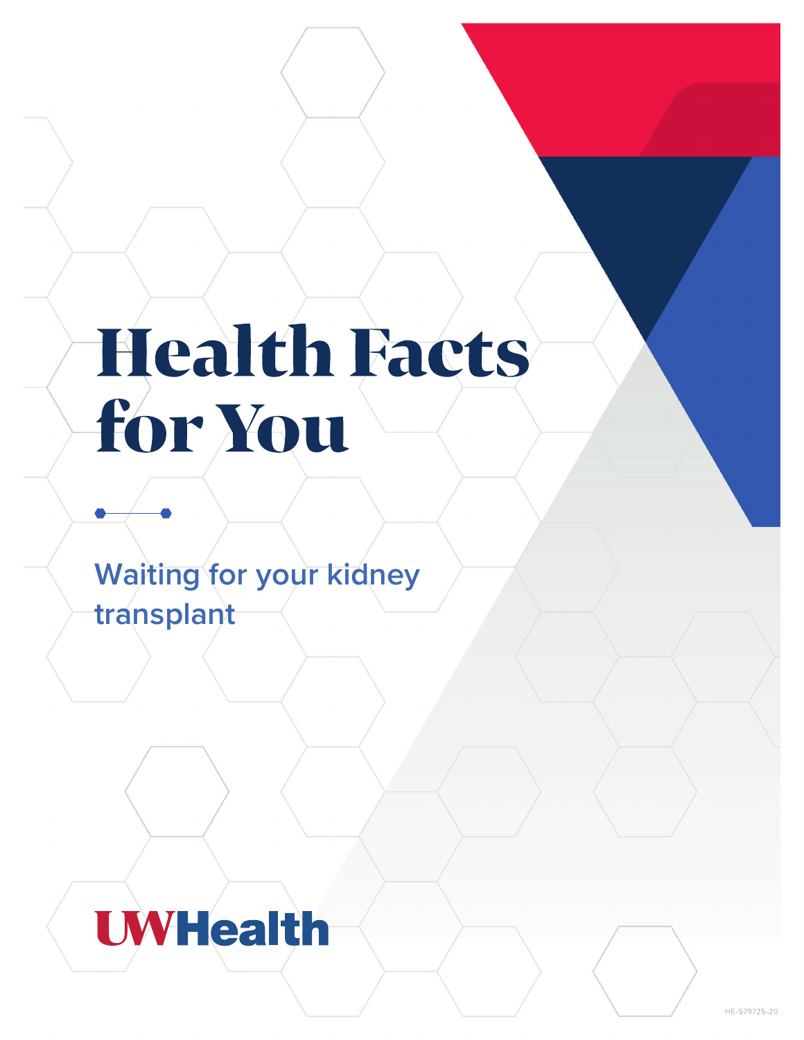# Health Facts for You

## Waiting for your kidney transplant

UWHealth

HE-579725-20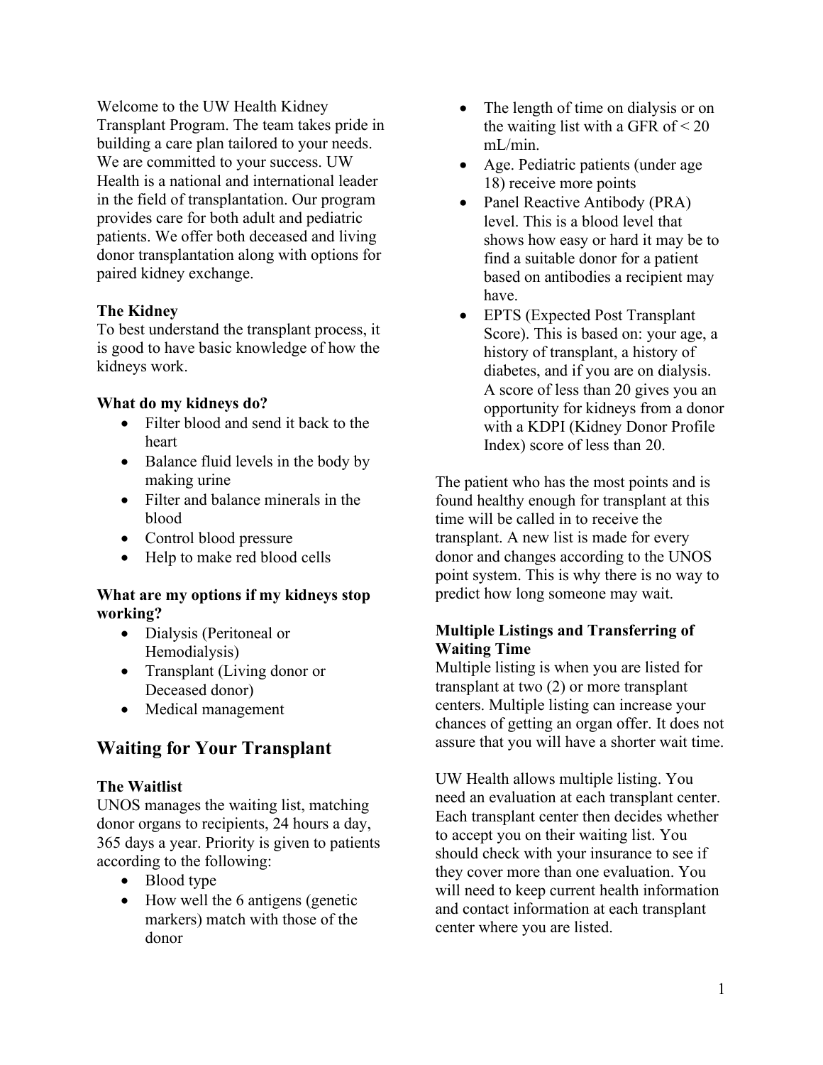Welcome to the UW Health Kidney Transplant Program. The team takes pride in building a care plan tailored to your needs. We are committed to your success. UW Health is a national and international leader in the field of transplantation. Our program provides care for both adult and pediatric patients. We offer both deceased and living donor transplantation along with options for paired kidney exchange.

**The Kidney**
To best understand the transplant process, it is good to have basic knowledge of how the kidneys work.

**What do my kidneys do?**

- Filter blood and send it back to the heart
- Balance fluid levels in the body by making urine
- Filter and balance minerals in the blood
- Control blood pressure
- Help to make red blood cells

**What are my options if my kidneys stop working?**

- Dialysis (Peritoneal or Hemodialysis)
- Transplant (Living donor or Deceased donor)
- Medical management

## Waiting for Your Transplant

**The Waitlist**
UNOS manages the waiting list, matching donor organs to recipients, 24 hours a day, 365 days a year. Priority is given to patients according to the following:

- Blood type
- How well the 6 antigens (genetic markers) match with those of the donor
- The length of time on dialysis or on the waiting list with a GFR of < 20 mL/min.
- Age. Pediatric patients (under age 18) receive more points
- Panel Reactive Antibody (PRA) level. This is a blood level that shows how easy or hard it may be to find a suitable donor for a patient based on antibodies a recipient may have.
- EPTS (Expected Post Transplant Score). This is based on: your age, a history of transplant, a history of diabetes, and if you are on dialysis. A score of less than 20 gives you an opportunity for kidneys from a donor with a KDPI (Kidney Donor Profile Index) score of less than 20.

The patient who has the most points and is found healthy enough for transplant at this time will be called in to receive the transplant. A new list is made for every donor and changes according to the UNOS point system. This is why there is no way to predict how long someone may wait.

**Multiple Listings and Transferring of Waiting Time**
Multiple listing is when you are listed for transplant at two (2) or more transplant centers. Multiple listing can increase your chances of getting an organ offer. It does not assure that you will have a shorter wait time.

UW Health allows multiple listing. You need an evaluation at each transplant center. Each transplant center then decides whether to accept you on their waiting list. You should check with your insurance to see if they cover more than one evaluation. You will need to keep current health information and contact information at each transplant center where you are listed.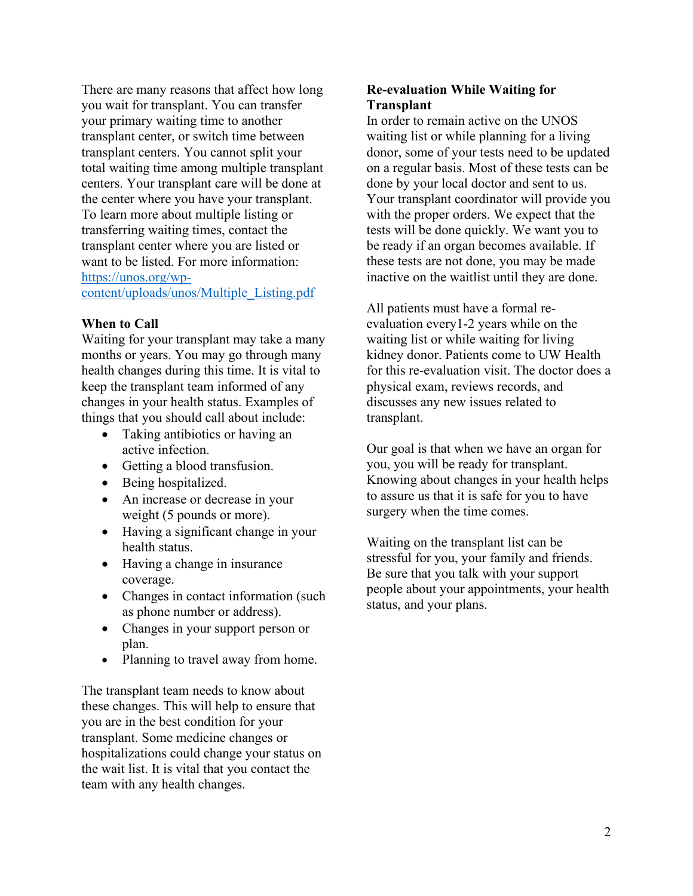There are many reasons that affect how long you wait for transplant. You can transfer your primary waiting time to another transplant center, or switch time between transplant centers. You cannot split your total waiting time among multiple transplant centers. Your transplant care will be done at the center where you have your transplant. To learn more about multiple listing or transferring waiting times, contact the transplant center where you are listed or want to be listed. For more information: [https://unos.org/wp-content/uploads/unos/Multiple_Listing.pdf](https://unos.org/wp-content/uploads/unos/Multiple_Listing.pdf)

### When to Call

Waiting for your transplant may take a many months or years. You may go through many health changes during this time. It is vital to keep the transplant team informed of any changes in your health status. Examples of things that you should call about include:

- Taking antibiotics or having an active infection.
- Getting a blood transfusion.
- Being hospitalized.
- An increase or decrease in your weight (5 pounds or more).
- Having a significant change in your health status.
- Having a change in insurance coverage.
- Changes in contact information (such as phone number or address).
- Changes in your support person or plan.
- Planning to travel away from home.

The transplant team needs to know about these changes. This will help to ensure that you are in the best condition for your transplant. Some medicine changes or hospitalizations could change your status on the wait list. It is vital that you contact the team with any health changes.

### Re-evaluation While Waiting for Transplant

In order to remain active on the UNOS waiting list or while planning for a living donor, some of your tests need to be updated on a regular basis. Most of these tests can be done by your local doctor and sent to us. Your transplant coordinator will provide you with the proper orders. We expect that the tests will be done quickly. We want you to be ready if an organ becomes available. If these tests are not done, you may be made inactive on the waitlist until they are done.

All patients must have a formal re-evaluation every1-2 years while on the waiting list or while waiting for living kidney donor. Patients come to UW Health for this re-evaluation visit. The doctor does a physical exam, reviews records, and discusses any new issues related to transplant.

Our goal is that when we have an organ for you, you will be ready for transplant. Knowing about changes in your health helps to assure us that it is safe for you to have surgery when the time comes.

Waiting on the transplant list can be stressful for you, your family and friends. Be sure that you talk with your support people about your appointments, your health status, and your plans.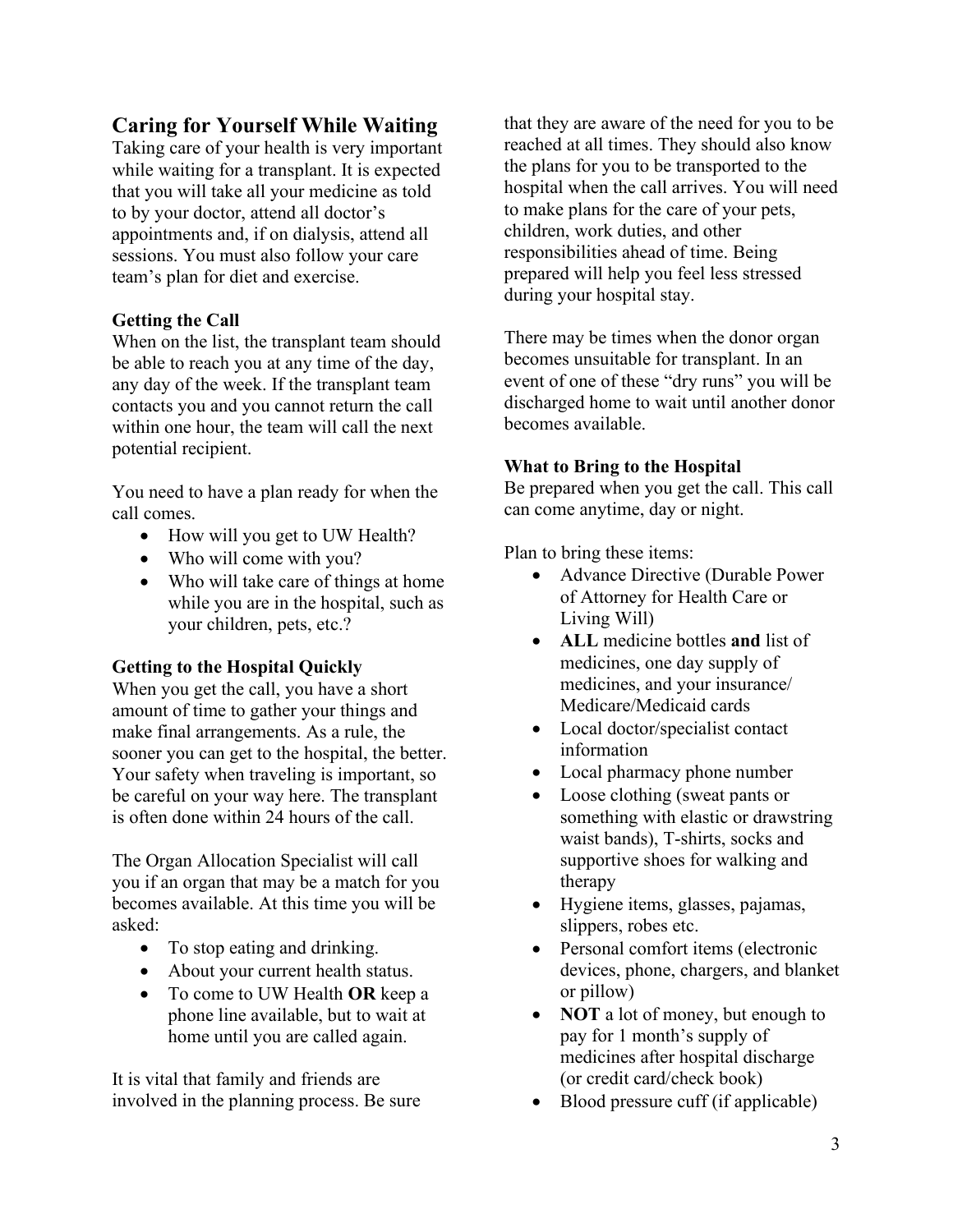## Caring for Yourself While Waiting

Taking care of your health is very important while waiting for a transplant. It is expected that you will take all your medicine as told to by your doctor, attend all doctor's appointments and, if on dialysis, attend all sessions. You must also follow your care team's plan for diet and exercise.

### Getting the Call

When on the list, the transplant team should be able to reach you at any time of the day, any day of the week. If the transplant team contacts you and you cannot return the call within one hour, the team will call the next potential recipient.

You need to have a plan ready for when the call comes.

- How will you get to UW Health?
- Who will come with you?
- Who will take care of things at home while you are in the hospital, such as your children, pets, etc.?

### Getting to the Hospital Quickly

When you get the call, you have a short amount of time to gather your things and make final arrangements. As a rule, the sooner you can get to the hospital, the better. Your safety when traveling is important, so be careful on your way here. The transplant is often done within 24 hours of the call.

The Organ Allocation Specialist will call you if an organ that may be a match for you becomes available. At this time you will be asked:

- To stop eating and drinking.
- About your current health status.
- To come to UW Health **OR** keep a phone line available, but to wait at home until you are called again.

It is vital that family and friends are involved in the planning process. Be sure that they are aware of the need for you to be reached at all times. They should also know the plans for you to be transported to the hospital when the call arrives. You will need to make plans for the care of your pets, children, work duties, and other responsibilities ahead of time. Being prepared will help you feel less stressed during your hospital stay.

There may be times when the donor organ becomes unsuitable for transplant. In an event of one of these "dry runs" you will be discharged home to wait until another donor becomes available.

### What to Bring to the Hospital

Be prepared when you get the call. This call can come anytime, day or night.

Plan to bring these items:

- Advance Directive (Durable Power of Attorney for Health Care or Living Will)
- **ALL** medicine bottles **and** list of medicines, one day supply of medicines, and your insurance/ Medicare/Medicaid cards
- Local doctor/specialist contact information
- Local pharmacy phone number
- Loose clothing (sweat pants or something with elastic or drawstring waist bands), T-shirts, socks and supportive shoes for walking and therapy
- Hygiene items, glasses, pajamas, slippers, robes etc.
- Personal comfort items (electronic devices, phone, chargers, and blanket or pillow)
- **NOT** a lot of money, but enough to pay for 1 month's supply of medicines after hospital discharge (or credit card/check book)
- Blood pressure cuff (if applicable)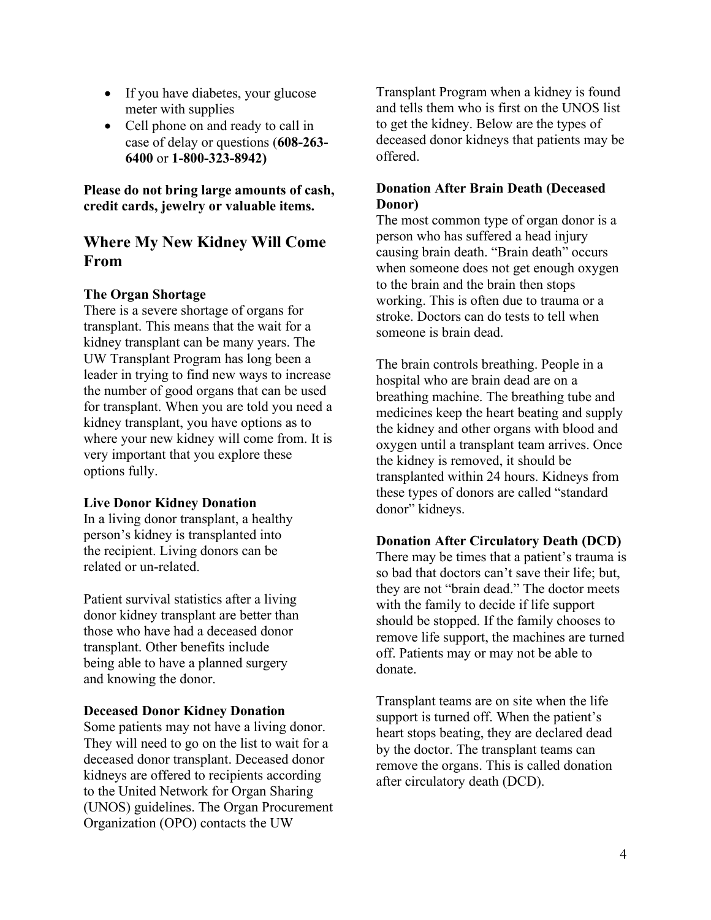- If you have diabetes, your glucose meter with supplies
- Cell phone on and ready to call in case of delay or questions (**608-263-6400** or **1-800-323-8942)**

**Please do not bring large amounts of cash, credit cards, jewelry or valuable items.**

## Where My New Kidney Will Come From

**The Organ Shortage**

There is a severe shortage of organs for transplant. This means that the wait for a kidney transplant can be many years. The UW Transplant Program has long been a leader in trying to find new ways to increase the number of good organs that can be used for transplant. When you are told you need a kidney transplant, you have options as to where your new kidney will come from. It is very important that you explore these options fully.

**Live Donor Kidney Donation**

In a living donor transplant, a healthy person's kidney is transplanted into the recipient. Living donors can be related or un-related.

Patient survival statistics after a living donor kidney transplant are better than those who have had a deceased donor transplant. Other benefits include being able to have a planned surgery and knowing the donor.

**Deceased Donor Kidney Donation**

Some patients may not have a living donor. They will need to go on the list to wait for a deceased donor transplant. Deceased donor kidneys are offered to recipients according to the United Network for Organ Sharing (UNOS) guidelines. The Organ Procurement Organization (OPO) contacts the UW Transplant Program when a kidney is found and tells them who is first on the UNOS list to get the kidney. Below are the types of deceased donor kidneys that patients may be offered.

**Donation After Brain Death (Deceased Donor)**

The most common type of organ donor is a person who has suffered a head injury causing brain death. "Brain death" occurs when someone does not get enough oxygen to the brain and the brain then stops working. This is often due to trauma or a stroke. Doctors can do tests to tell when someone is brain dead.

The brain controls breathing. People in a hospital who are brain dead are on a breathing machine. The breathing tube and medicines keep the heart beating and supply the kidney and other organs with blood and oxygen until a transplant team arrives. Once the kidney is removed, it should be transplanted within 24 hours. Kidneys from these types of donors are called "standard donor" kidneys.

**Donation After Circulatory Death (DCD)**

There may be times that a patient's trauma is so bad that doctors can't save their life; but, they are not "brain dead." The doctor meets with the family to decide if life support should be stopped. If the family chooses to remove life support, the machines are turned off. Patients may or may not be able to donate.

Transplant teams are on site when the life support is turned off. When the patient's heart stops beating, they are declared dead by the doctor. The transplant teams can remove the organs. This is called donation after circulatory death (DCD).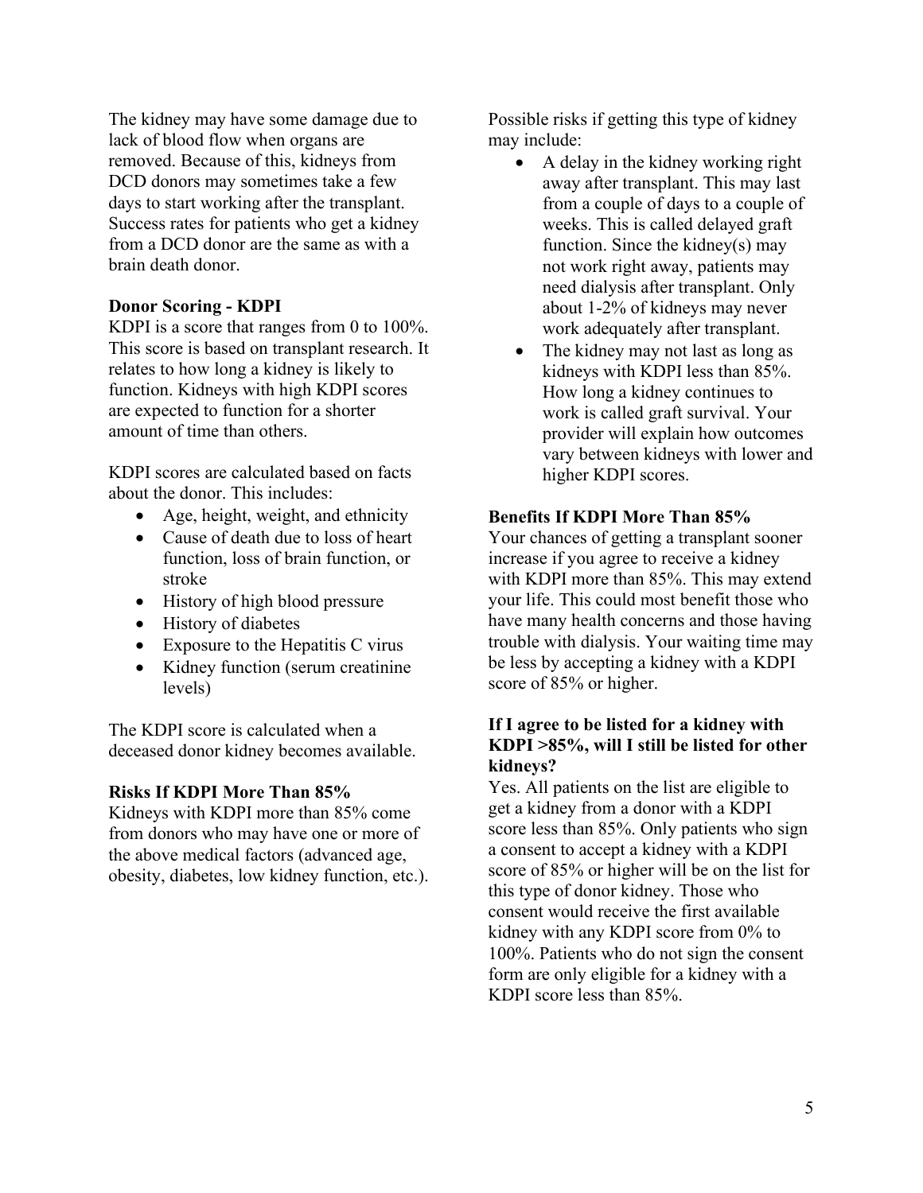The kidney may have some damage due to lack of blood flow when organs are removed. Because of this, kidneys from DCD donors may sometimes take a few days to start working after the transplant. Success rates for patients who get a kidney from a DCD donor are the same as with a brain death donor.

**Donor Scoring - KDPI**

KDPI is a score that ranges from 0 to 100%. This score is based on transplant research. It relates to how long a kidney is likely to function. Kidneys with high KDPI scores are expected to function for a shorter amount of time than others.

KDPI scores are calculated based on facts about the donor. This includes:

- Age, height, weight, and ethnicity
- Cause of death due to loss of heart function, loss of brain function, or stroke
- History of high blood pressure
- History of diabetes
- Exposure to the Hepatitis C virus
- Kidney function (serum creatinine levels)

The KDPI score is calculated when a deceased donor kidney becomes available.

**Risks If KDPI More Than 85%**

Kidneys with KDPI more than 85% come from donors who may have one or more of the above medical factors (advanced age, obesity, diabetes, low kidney function, etc.).

Possible risks if getting this type of kidney may include:

- A delay in the kidney working right away after transplant. This may last from a couple of days to a couple of weeks. This is called delayed graft function. Since the kidney(s) may not work right away, patients may need dialysis after transplant. Only about 1-2% of kidneys may never work adequately after transplant.
- The kidney may not last as long as kidneys with KDPI less than 85%. How long a kidney continues to work is called graft survival. Your provider will explain how outcomes vary between kidneys with lower and higher KDPI scores.

**Benefits If KDPI More Than 85%**

Your chances of getting a transplant sooner increase if you agree to receive a kidney with KDPI more than 85%. This may extend your life. This could most benefit those who have many health concerns and those having trouble with dialysis. Your waiting time may be less by accepting a kidney with a KDPI score of 85% or higher.

**If I agree to be listed for a kidney with KDPI >85%, will I still be listed for other kidneys?**

Yes. All patients on the list are eligible to get a kidney from a donor with a KDPI score less than 85%. Only patients who sign a consent to accept a kidney with a KDPI score of 85% or higher will be on the list for this type of donor kidney. Those who consent would receive the first available kidney with any KDPI score from 0% to 100%. Patients who do not sign the consent form are only eligible for a kidney with a KDPI score less than 85%.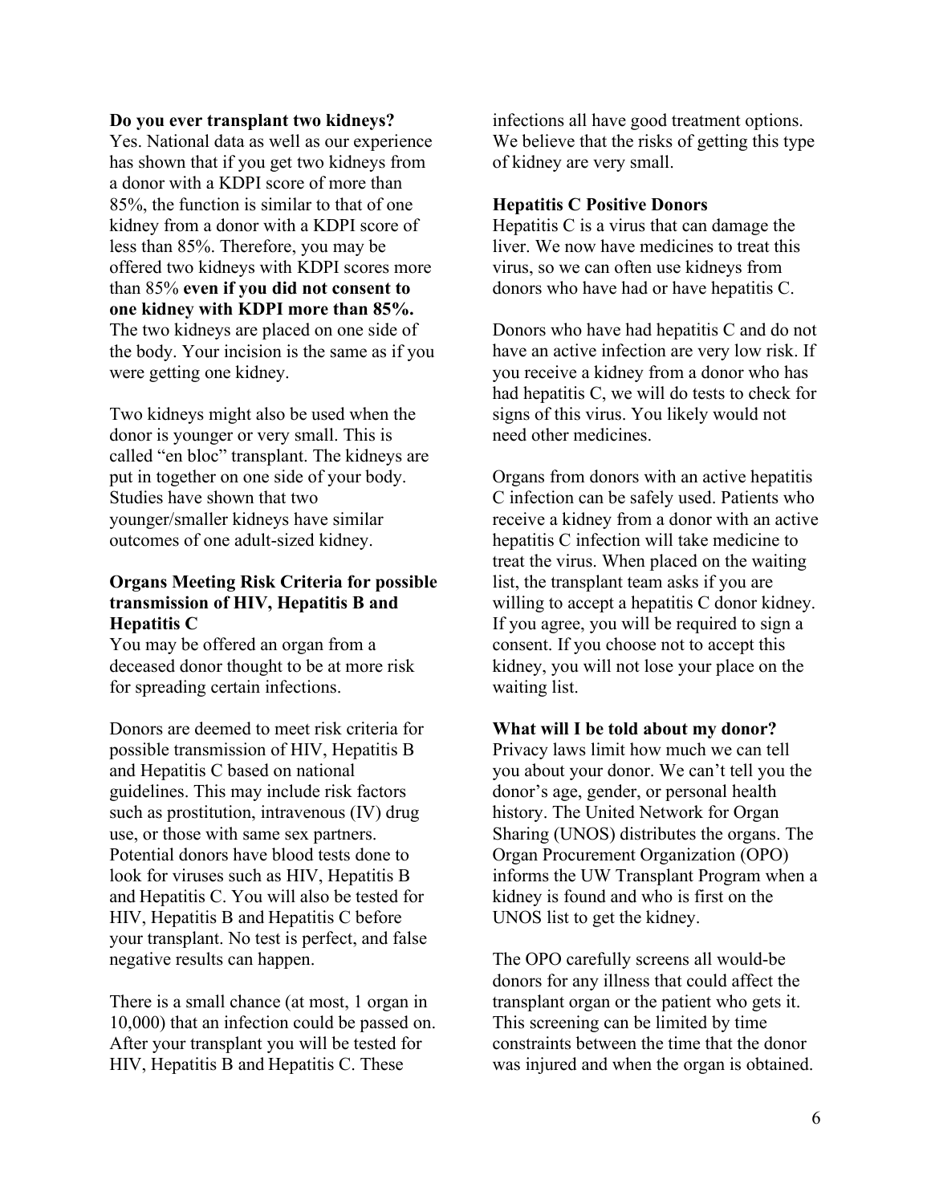**Do you ever transplant two kidneys?**
Yes. National data as well as our experience has shown that if you get two kidneys from a donor with a KDPI score of more than 85%, the function is similar to that of one kidney from a donor with a KDPI score of less than 85%. Therefore, you may be offered two kidneys with KDPI scores more than 85% **even if you did not consent to one kidney with KDPI more than 85%.** The two kidneys are placed on one side of the body. Your incision is the same as if you were getting one kidney.

Two kidneys might also be used when the donor is younger or very small. This is called "en bloc" transplant. The kidneys are put in together on one side of your body. Studies have shown that two younger/smaller kidneys have similar outcomes of one adult-sized kidney.

**Organs Meeting Risk Criteria for possible transmission of HIV, Hepatitis B and Hepatitis C**
You may be offered an organ from a deceased donor thought to be at more risk for spreading certain infections.

Donors are deemed to meet risk criteria for possible transmission of HIV, Hepatitis B and Hepatitis C based on national guidelines. This may include risk factors such as prostitution, intravenous (IV) drug use, or those with same sex partners. Potential donors have blood tests done to look for viruses such as HIV, Hepatitis B and Hepatitis C. You will also be tested for HIV, Hepatitis B and Hepatitis C before your transplant. No test is perfect, and false negative results can happen.

There is a small chance (at most, 1 organ in 10,000) that an infection could be passed on. After your transplant you will be tested for HIV, Hepatitis B and Hepatitis C. These infections all have good treatment options. We believe that the risks of getting this type of kidney are very small.

**Hepatitis C Positive Donors**
Hepatitis C is a virus that can damage the liver. We now have medicines to treat this virus, so we can often use kidneys from donors who have had or have hepatitis C.

Donors who have had hepatitis C and do not have an active infection are very low risk. If you receive a kidney from a donor who has had hepatitis C, we will do tests to check for signs of this virus. You likely would not need other medicines.

Organs from donors with an active hepatitis C infection can be safely used. Patients who receive a kidney from a donor with an active hepatitis C infection will take medicine to treat the virus. When placed on the waiting list, the transplant team asks if you are willing to accept a hepatitis C donor kidney. If you agree, you will be required to sign a consent. If you choose not to accept this kidney, you will not lose your place on the waiting list.

**What will I be told about my donor?**
Privacy laws limit how much we can tell you about your donor. We can't tell you the donor's age, gender, or personal health history. The United Network for Organ Sharing (UNOS) distributes the organs. The Organ Procurement Organization (OPO) informs the UW Transplant Program when a kidney is found and who is first on the UNOS list to get the kidney.

The OPO carefully screens all would-be donors for any illness that could affect the transplant organ or the patient who gets it. This screening can be limited by time constraints between the time that the donor was injured and when the organ is obtained.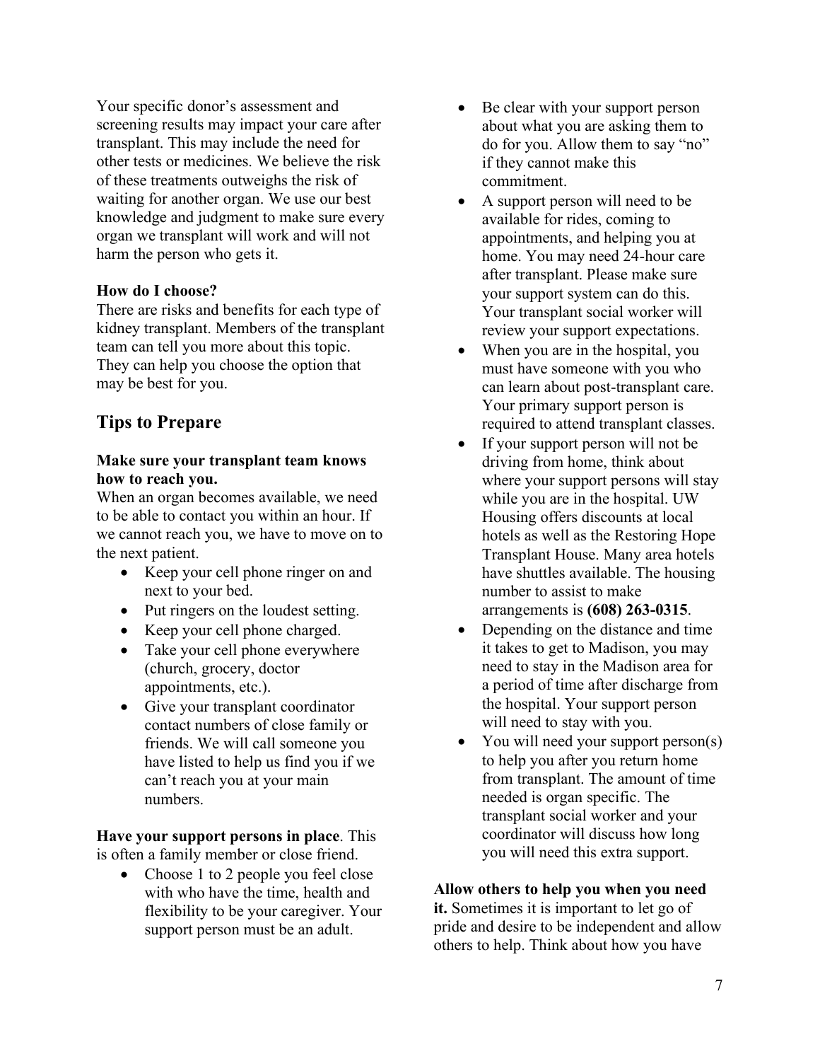Your specific donor's assessment and screening results may impact your care after transplant. This may include the need for other tests or medicines. We believe the risk of these treatments outweighs the risk of waiting for another organ. We use our best knowledge and judgment to make sure every organ we transplant will work and will not harm the person who gets it.

**How do I choose?**
There are risks and benefits for each type of kidney transplant. Members of the transplant team can tell you more about this topic. They can help you choose the option that may be best for you.

## Tips to Prepare

**Make sure your transplant team knows how to reach you.**
When an organ becomes available, we need to be able to contact you within an hour. If we cannot reach you, we have to move on to the next patient.

- Keep your cell phone ringer on and next to your bed.
- Put ringers on the loudest setting.
- Keep your cell phone charged.
- Take your cell phone everywhere (church, grocery, doctor appointments, etc.).
- Give your transplant coordinator contact numbers of close family or friends. We will call someone you have listed to help us find you if we can't reach you at your main numbers.

**Have your support persons in place**. This is often a family member or close friend.

- Choose 1 to 2 people you feel close with who have the time, health and flexibility to be your caregiver. Your support person must be an adult.
- Be clear with your support person about what you are asking them to do for you. Allow them to say "no" if they cannot make this commitment.
- A support person will need to be available for rides, coming to appointments, and helping you at home. You may need 24-hour care after transplant. Please make sure your support system can do this. Your transplant social worker will review your support expectations.
- When you are in the hospital, you must have someone with you who can learn about post-transplant care. Your primary support person is required to attend transplant classes.
- If your support person will not be driving from home, think about where your support persons will stay while you are in the hospital. UW Housing offers discounts at local hotels as well as the Restoring Hope Transplant House. Many area hotels have shuttles available. The housing number to assist to make arrangements is **(608) 263-0315**.
- Depending on the distance and time it takes to get to Madison, you may need to stay in the Madison area for a period of time after discharge from the hospital. Your support person will need to stay with you.
- You will need your support person(s) to help you after you return home from transplant. The amount of time needed is organ specific. The transplant social worker and your coordinator will discuss how long you will need this extra support.

**Allow others to help you when you need it.** Sometimes it is important to let go of pride and desire to be independent and allow others to help. Think about how you have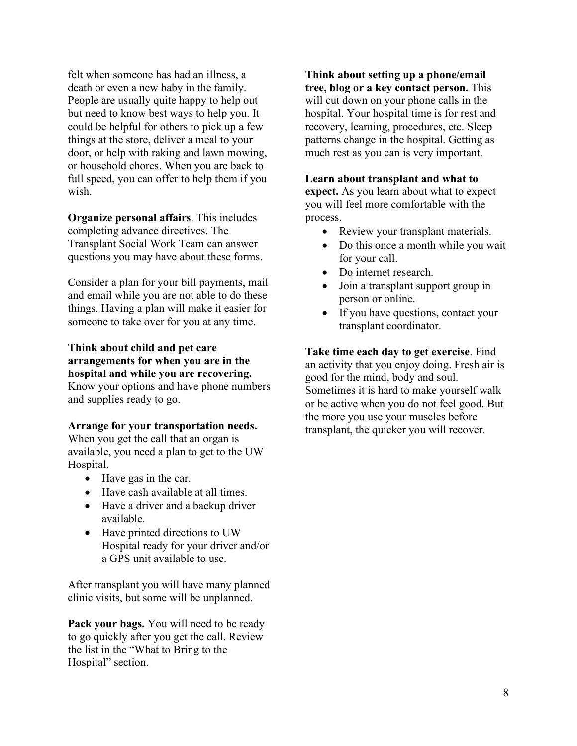felt when someone has had an illness, a death or even a new baby in the family. People are usually quite happy to help out but need to know best ways to help you. It could be helpful for others to pick up a few things at the store, deliver a meal to your door, or help with raking and lawn mowing, or household chores. When you are back to full speed, you can offer to help them if you wish.

**Organize personal affairs**. This includes completing advance directives. The Transplant Social Work Team can answer questions you may have about these forms.

Consider a plan for your bill payments, mail and email while you are not able to do these things. Having a plan will make it easier for someone to take over for you at any time.

**Think about child and pet care arrangements for when you are in the hospital and while you are recovering.** Know your options and have phone numbers and supplies ready to go.

**Arrange for your transportation needs.** When you get the call that an organ is available, you need a plan to get to the UW Hospital.

- Have gas in the car.
- Have cash available at all times.
- Have a driver and a backup driver available.
- Have printed directions to UW Hospital ready for your driver and/or a GPS unit available to use.

After transplant you will have many planned clinic visits, but some will be unplanned.

**Pack your bags.** You will need to be ready to go quickly after you get the call. Review the list in the "What to Bring to the Hospital" section.

**Think about setting up a phone/email tree, blog or a key contact person.** This will cut down on your phone calls in the hospital. Your hospital time is for rest and recovery, learning, procedures, etc. Sleep patterns change in the hospital. Getting as much rest as you can is very important.

**Learn about transplant and what to expect.** As you learn about what to expect you will feel more comfortable with the process.

- Review your transplant materials.
- Do this once a month while you wait for your call.
- Do internet research.
- Join a transplant support group in person or online.
- If you have questions, contact your transplant coordinator.

**Take time each day to get exercise**. Find an activity that you enjoy doing. Fresh air is good for the mind, body and soul. Sometimes it is hard to make yourself walk or be active when you do not feel good. But the more you use your muscles before transplant, the quicker you will recover.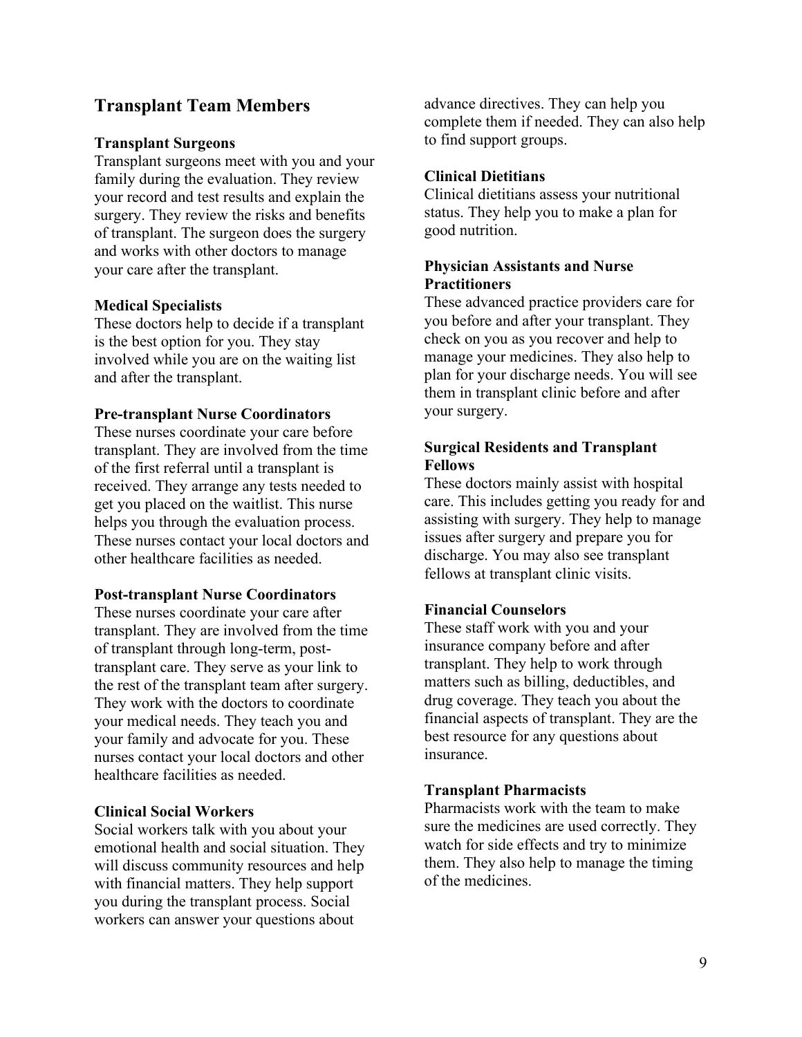## Transplant Team Members

### Transplant Surgeons

Transplant surgeons meet with you and your family during the evaluation. They review your record and test results and explain the surgery. They review the risks and benefits of transplant. The surgeon does the surgery and works with other doctors to manage your care after the transplant.

### Medical Specialists

These doctors help to decide if a transplant is the best option for you. They stay involved while you are on the waiting list and after the transplant.

### Pre-transplant Nurse Coordinators

These nurses coordinate your care before transplant. They are involved from the time of the first referral until a transplant is received. They arrange any tests needed to get you placed on the waitlist. This nurse helps you through the evaluation process. These nurses contact your local doctors and other healthcare facilities as needed.

### Post-transplant Nurse Coordinators

These nurses coordinate your care after transplant. They are involved from the time of transplant through long-term, post-transplant care. They serve as your link to the rest of the transplant team after surgery. They work with the doctors to coordinate your medical needs. They teach you and your family and advocate for you. These nurses contact your local doctors and other healthcare facilities as needed.

### Clinical Social Workers

Social workers talk with you about your emotional health and social situation. They will discuss community resources and help with financial matters. They help support you during the transplant process. Social workers can answer your questions about advance directives. They can help you complete them if needed. They can also help to find support groups.

### Clinical Dietitians

Clinical dietitians assess your nutritional status. They help you to make a plan for good nutrition.

### Physician Assistants and Nurse Practitioners

These advanced practice providers care for you before and after your transplant. They check on you as you recover and help to manage your medicines. They also help to plan for your discharge needs. You will see them in transplant clinic before and after your surgery.

### Surgical Residents and Transplant Fellows

These doctors mainly assist with hospital care. This includes getting you ready for and assisting with surgery. They help to manage issues after surgery and prepare you for discharge. You may also see transplant fellows at transplant clinic visits.

### Financial Counselors

These staff work with you and your insurance company before and after transplant. They help to work through matters such as billing, deductibles, and drug coverage. They teach you about the financial aspects of transplant. They are the best resource for any questions about insurance.

### Transplant Pharmacists

Pharmacists work with the team to make sure the medicines are used correctly. They watch for side effects and try to minimize them. They also help to manage the timing of the medicines.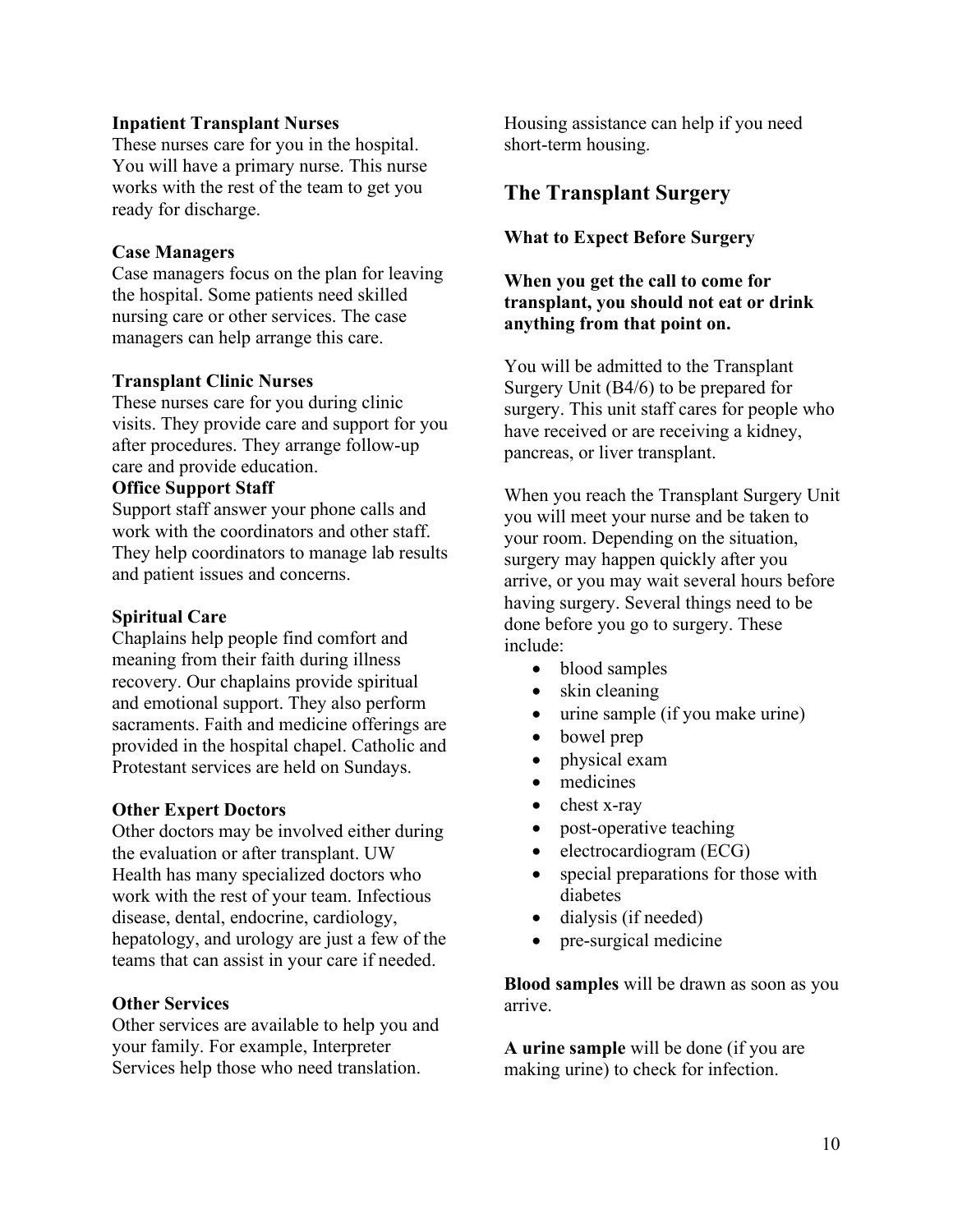**Inpatient Transplant Nurses**
These nurses care for you in the hospital. You will have a primary nurse. This nurse works with the rest of the team to get you ready for discharge.

**Case Managers**
Case managers focus on the plan for leaving the hospital. Some patients need skilled nursing care or other services. The case managers can help arrange this care.

**Transplant Clinic Nurses**
These nurses care for you during clinic visits. They provide care and support for you after procedures. They arrange follow-up care and provide education.

**Office Support Staff**
Support staff answer your phone calls and work with the coordinators and other staff. They help coordinators to manage lab results and patient issues and concerns.

**Spiritual Care**
Chaplains help people find comfort and meaning from their faith during illness recovery. Our chaplains provide spiritual and emotional support. They also perform sacraments. Faith and medicine offerings are provided in the hospital chapel. Catholic and Protestant services are held on Sundays.

**Other Expert Doctors**
Other doctors may be involved either during the evaluation or after transplant. UW Health has many specialized doctors who work with the rest of your team. Infectious disease, dental, endocrine, cardiology, hepatology, and urology are just a few of the teams that can assist in your care if needed.

**Other Services**
Other services are available to help you and your family. For example, Interpreter Services help those who need translation. Housing assistance can help if you need short-term housing.

## The Transplant Surgery

**What to Expect Before Surgery**

**When you get the call to come for transplant, you should not eat or drink anything from that point on.**

You will be admitted to the Transplant Surgery Unit (B4/6) to be prepared for surgery. This unit staff cares for people who have received or are receiving a kidney, pancreas, or liver transplant.

When you reach the Transplant Surgery Unit you will meet your nurse and be taken to your room. Depending on the situation, surgery may happen quickly after you arrive, or you may wait several hours before having surgery. Several things need to be done before you go to surgery. These include:

- blood samples
- skin cleaning
- urine sample (if you make urine)
- bowel prep
- physical exam
- medicines
- chest x-ray
- post-operative teaching
- electrocardiogram (ECG)
- special preparations for those with diabetes
- dialysis (if needed)
- pre-surgical medicine

**Blood samples** will be drawn as soon as you arrive.

**A urine sample** will be done (if you are making urine) to check for infection.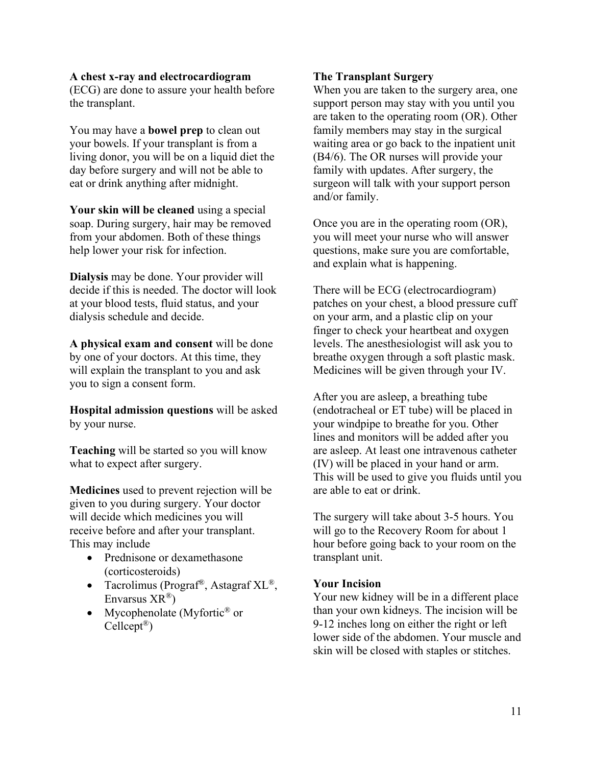**A chest x-ray and electrocardiogram** (ECG) are done to assure your health before the transplant.

You may have a **bowel prep** to clean out your bowels. If your transplant is from a living donor, you will be on a liquid diet the day before surgery and will not be able to eat or drink anything after midnight.

**Your skin will be cleaned** using a special soap. During surgery, hair may be removed from your abdomen. Both of these things help lower your risk for infection.

**Dialysis** may be done. Your provider will decide if this is needed. The doctor will look at your blood tests, fluid status, and your dialysis schedule and decide.

**A physical exam and consent** will be done by one of your doctors. At this time, they will explain the transplant to you and ask you to sign a consent form.

**Hospital admission questions** will be asked by your nurse.

**Teaching** will be started so you will know what to expect after surgery.

**Medicines** used to prevent rejection will be given to you during surgery. Your doctor will decide which medicines you will receive before and after your transplant. This may include

- Prednisone or dexamethasone (corticosteroids)
- Tacrolimus (Prograf®, Astagraf XL®, Envarsus XR®)
- Mycophenolate (Myfortic® or Cellcept®)

**The Transplant Surgery**
When you are taken to the surgery area, one support person may stay with you until you are taken to the operating room (OR). Other family members may stay in the surgical waiting area or go back to the inpatient unit (B4/6). The OR nurses will provide your family with updates. After surgery, the surgeon will talk with your support person and/or family.

Once you are in the operating room (OR), you will meet your nurse who will answer questions, make sure you are comfortable, and explain what is happening.

There will be ECG (electrocardiogram) patches on your chest, a blood pressure cuff on your arm, and a plastic clip on your finger to check your heartbeat and oxygen levels. The anesthesiologist will ask you to breathe oxygen through a soft plastic mask. Medicines will be given through your IV.

After you are asleep, a breathing tube (endotracheal or ET tube) will be placed in your windpipe to breathe for you. Other lines and monitors will be added after you are asleep. At least one intravenous catheter (IV) will be placed in your hand or arm. This will be used to give you fluids until you are able to eat or drink.

The surgery will take about 3-5 hours. You will go to the Recovery Room for about 1 hour before going back to your room on the transplant unit.

**Your Incision**
Your new kidney will be in a different place than your own kidneys. The incision will be 9-12 inches long on either the right or left lower side of the abdomen. Your muscle and skin will be closed with staples or stitches.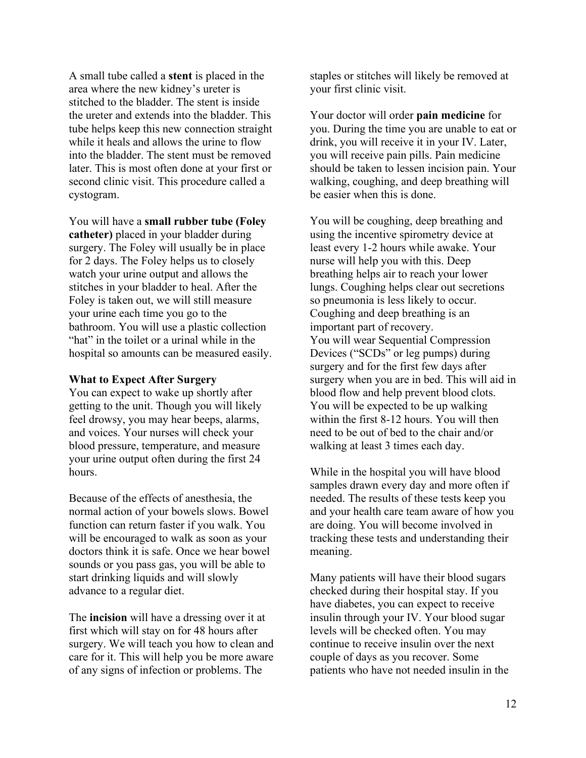A small tube called a **stent** is placed in the area where the new kidney's ureter is stitched to the bladder. The stent is inside the ureter and extends into the bladder. This tube helps keep this new connection straight while it heals and allows the urine to flow into the bladder. The stent must be removed later. This is most often done at your first or second clinic visit. This procedure called a cystogram.

You will have a **small rubber tube (Foley catheter)** placed in your bladder during surgery. The Foley will usually be in place for 2 days. The Foley helps us to closely watch your urine output and allows the stitches in your bladder to heal. After the Foley is taken out, we will still measure your urine each time you go to the bathroom. You will use a plastic collection "hat" in the toilet or a urinal while in the hospital so amounts can be measured easily.

**What to Expect After Surgery**

You can expect to wake up shortly after getting to the unit. Though you will likely feel drowsy, you may hear beeps, alarms, and voices. Your nurses will check your blood pressure, temperature, and measure your urine output often during the first 24 hours.

Because of the effects of anesthesia, the normal action of your bowels slows. Bowel function can return faster if you walk. You will be encouraged to walk as soon as your doctors think it is safe. Once we hear bowel sounds or you pass gas, you will be able to start drinking liquids and will slowly advance to a regular diet.

The **incision** will have a dressing over it at first which will stay on for 48 hours after surgery. We will teach you how to clean and care for it. This will help you be more aware of any signs of infection or problems. The staples or stitches will likely be removed at your first clinic visit.

Your doctor will order **pain medicine** for you. During the time you are unable to eat or drink, you will receive it in your IV. Later, you will receive pain pills. Pain medicine should be taken to lessen incision pain. Your walking, coughing, and deep breathing will be easier when this is done.

You will be coughing, deep breathing and using the incentive spirometry device at least every 1-2 hours while awake. Your nurse will help you with this. Deep breathing helps air to reach your lower lungs. Coughing helps clear out secretions so pneumonia is less likely to occur. Coughing and deep breathing is an important part of recovery.

You will wear Sequential Compression Devices ("SCDs" or leg pumps) during surgery and for the first few days after surgery when you are in bed. This will aid in blood flow and help prevent blood clots. You will be expected to be up walking within the first 8-12 hours. You will then need to be out of bed to the chair and/or walking at least 3 times each day.

While in the hospital you will have blood samples drawn every day and more often if needed. The results of these tests keep you and your health care team aware of how you are doing. You will become involved in tracking these tests and understanding their meaning.

Many patients will have their blood sugars checked during their hospital stay. If you have diabetes, you can expect to receive insulin through your IV. Your blood sugar levels will be checked often. You may continue to receive insulin over the next couple of days as you recover. Some patients who have not needed insulin in the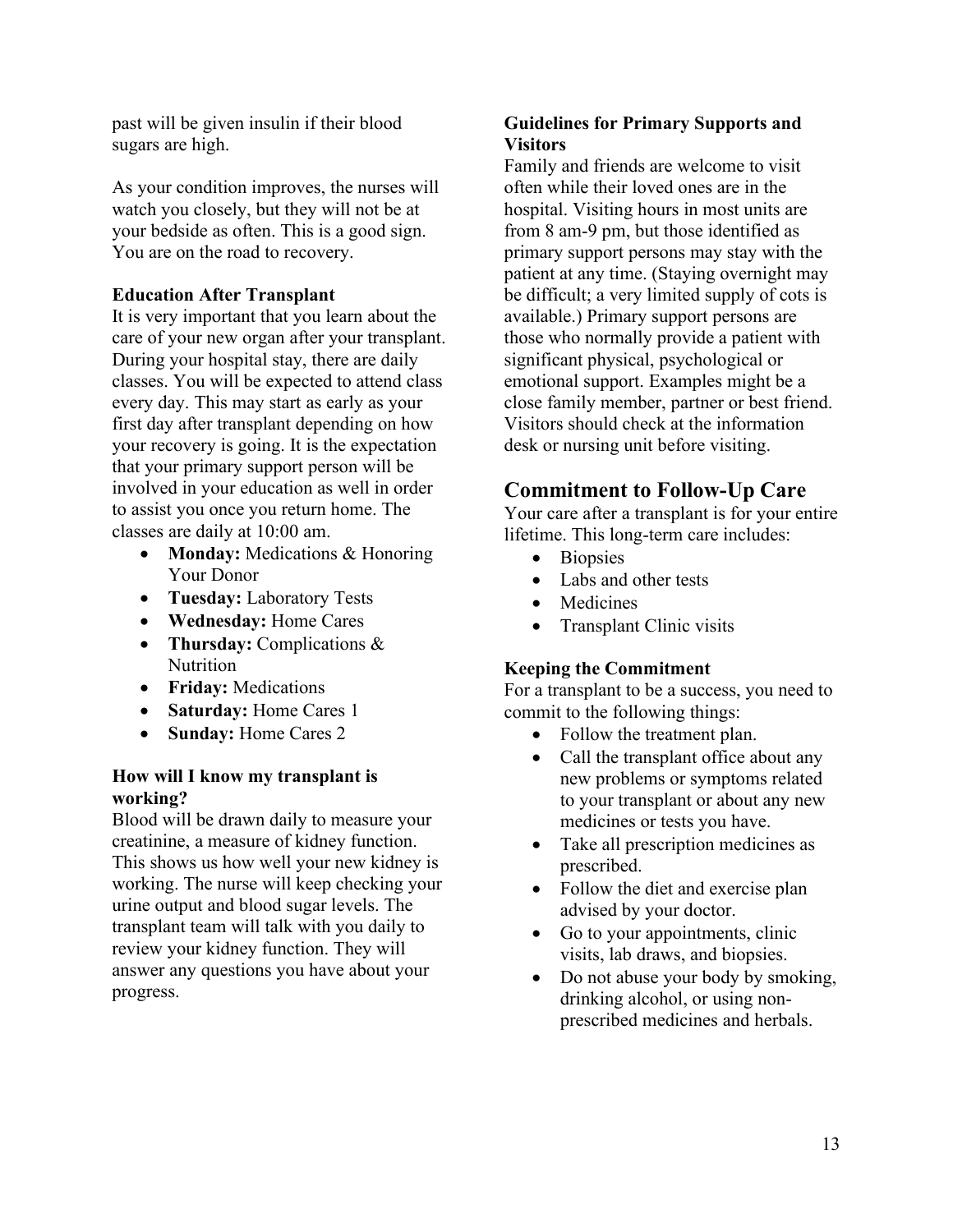past will be given insulin if their blood sugars are high.

As your condition improves, the nurses will watch you closely, but they will not be at your bedside as often. This is a good sign. You are on the road to recovery.

**Education After Transplant**

It is very important that you learn about the care of your new organ after your transplant. During your hospital stay, there are daily classes. You will be expected to attend class every day. This may start as early as your first day after transplant depending on how your recovery is going. It is the expectation that your primary support person will be involved in your education as well in order to assist you once you return home. The classes are daily at 10:00 am.

- **Monday:** Medications & Honoring Your Donor
- **Tuesday:** Laboratory Tests
- **Wednesday:** Home Cares
- **Thursday:** Complications & Nutrition
- **Friday:** Medications
- **Saturday:** Home Cares 1
- **Sunday:** Home Cares 2

**How will I know my transplant is working?**

Blood will be drawn daily to measure your creatinine, a measure of kidney function. This shows us how well your new kidney is working. The nurse will keep checking your urine output and blood sugar levels. The transplant team will talk with you daily to review your kidney function. They will answer any questions you have about your progress.

**Guidelines for Primary Supports and Visitors**

Family and friends are welcome to visit often while their loved ones are in the hospital. Visiting hours in most units are from 8 am-9 pm, but those identified as primary support persons may stay with the patient at any time. (Staying overnight may be difficult; a very limited supply of cots is available.) Primary support persons are those who normally provide a patient with significant physical, psychological or emotional support. Examples might be a close family member, partner or best friend. Visitors should check at the information desk or nursing unit before visiting.

## Commitment to Follow-Up Care

Your care after a transplant is for your entire lifetime. This long-term care includes:

- Biopsies
- Labs and other tests
- Medicines
- Transplant Clinic visits

**Keeping the Commitment**

For a transplant to be a success, you need to commit to the following things:

- Follow the treatment plan.
- Call the transplant office about any new problems or symptoms related to your transplant or about any new medicines or tests you have.
- Take all prescription medicines as prescribed.
- Follow the diet and exercise plan advised by your doctor.
- Go to your appointments, clinic visits, lab draws, and biopsies.
- Do not abuse your body by smoking, drinking alcohol, or using non-prescribed medicines and herbals.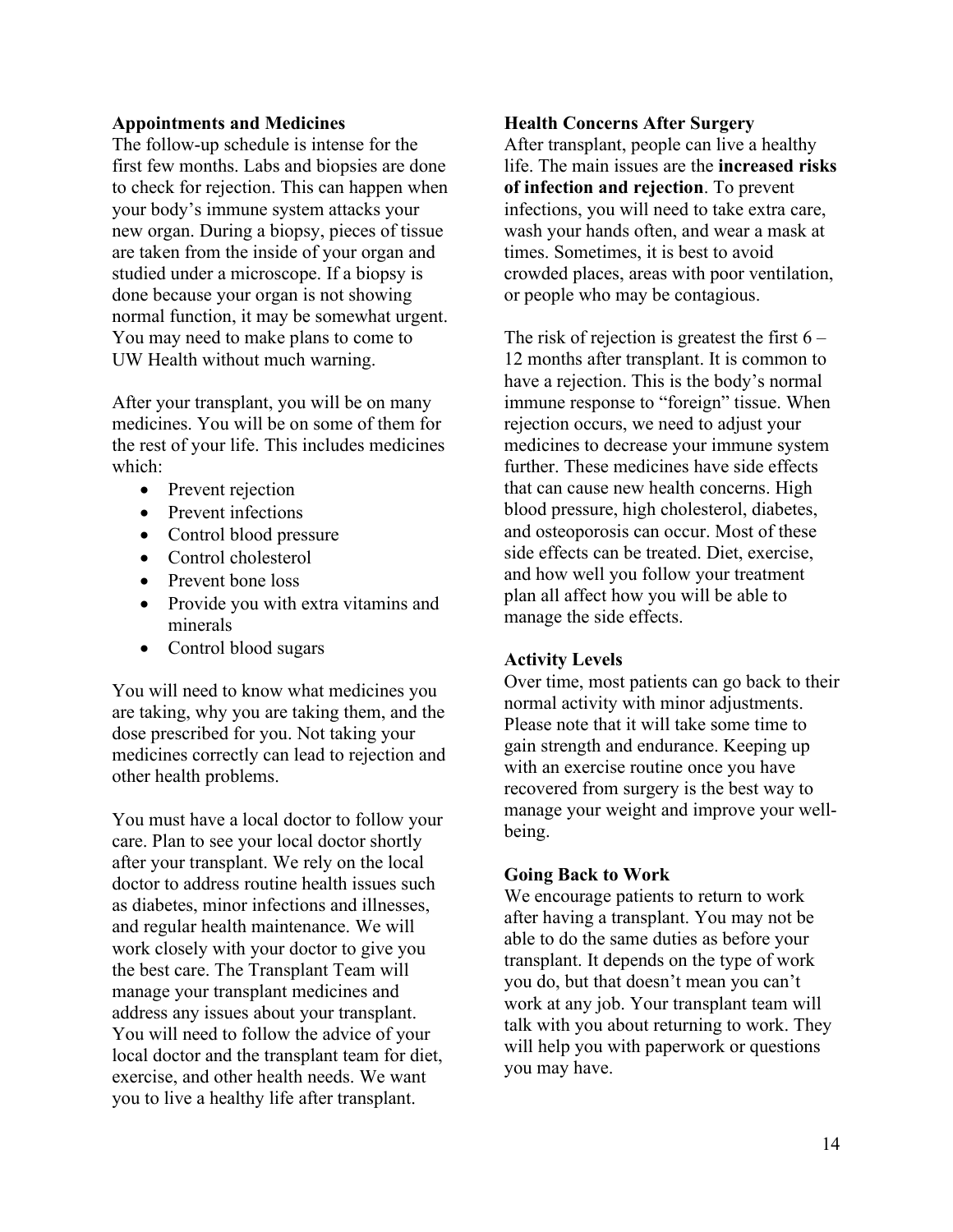**Appointments and Medicines**

The follow-up schedule is intense for the first few months. Labs and biopsies are done to check for rejection. This can happen when your body's immune system attacks your new organ. During a biopsy, pieces of tissue are taken from the inside of your organ and studied under a microscope. If a biopsy is done because your organ is not showing normal function, it may be somewhat urgent. You may need to make plans to come to UW Health without much warning.

After your transplant, you will be on many medicines. You will be on some of them for the rest of your life. This includes medicines which:

- Prevent rejection
- Prevent infections
- Control blood pressure
- Control cholesterol
- Prevent bone loss
- Provide you with extra vitamins and minerals
- Control blood sugars

You will need to know what medicines you are taking, why you are taking them, and the dose prescribed for you. Not taking your medicines correctly can lead to rejection and other health problems.

You must have a local doctor to follow your care. Plan to see your local doctor shortly after your transplant. We rely on the local doctor to address routine health issues such as diabetes, minor infections and illnesses, and regular health maintenance. We will work closely with your doctor to give you the best care. The Transplant Team will manage your transplant medicines and address any issues about your transplant. You will need to follow the advice of your local doctor and the transplant team for diet, exercise, and other health needs. We want you to live a healthy life after transplant.

**Health Concerns After Surgery**

After transplant, people can live a healthy life. The main issues are the **increased risks of infection and rejection**. To prevent infections, you will need to take extra care, wash your hands often, and wear a mask at times. Sometimes, it is best to avoid crowded places, areas with poor ventilation, or people who may be contagious.

The risk of rejection is greatest the first 6 – 12 months after transplant. It is common to have a rejection. This is the body's normal immune response to "foreign" tissue. When rejection occurs, we need to adjust your medicines to decrease your immune system further. These medicines have side effects that can cause new health concerns. High blood pressure, high cholesterol, diabetes, and osteoporosis can occur. Most of these side effects can be treated. Diet, exercise, and how well you follow your treatment plan all affect how you will be able to manage the side effects.

**Activity Levels**

Over time, most patients can go back to their normal activity with minor adjustments. Please note that it will take some time to gain strength and endurance. Keeping up with an exercise routine once you have recovered from surgery is the best way to manage your weight and improve your well-being.

**Going Back to Work**

We encourage patients to return to work after having a transplant. You may not be able to do the same duties as before your transplant. It depends on the type of work you do, but that doesn't mean you can't work at any job. Your transplant team will talk with you about returning to work. They will help you with paperwork or questions you may have.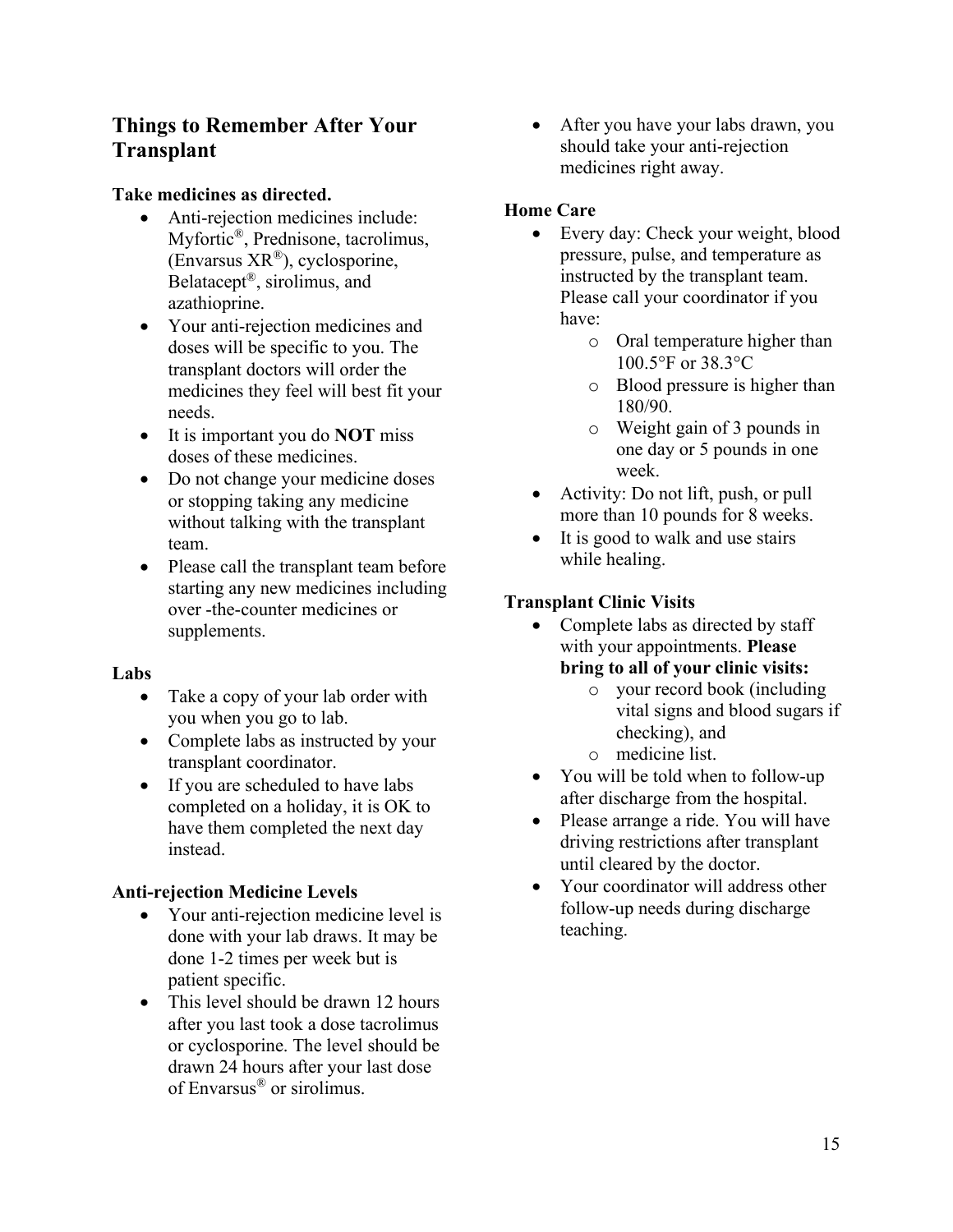## Things to Remember After Your Transplant

**Take medicines as directed.**

- Anti-rejection medicines include: Myfortic®, Prednisone, tacrolimus, (Envarsus XR®), cyclosporine, Belatacept®, sirolimus, and azathioprine.
- Your anti-rejection medicines and doses will be specific to you. The transplant doctors will order the medicines they feel will best fit your needs.
- It is important you do **NOT** miss doses of these medicines.
- Do not change your medicine doses or stopping taking any medicine without talking with the transplant team.
- Please call the transplant team before starting any new medicines including over -the-counter medicines or supplements.

**Labs**

- Take a copy of your lab order with you when you go to lab.
- Complete labs as instructed by your transplant coordinator.
- If you are scheduled to have labs completed on a holiday, it is OK to have them completed the next day instead.

**Anti-rejection Medicine Levels**

- Your anti-rejection medicine level is done with your lab draws. It may be done 1-2 times per week but is patient specific.
- This level should be drawn 12 hours after you last took a dose tacrolimus or cyclosporine. The level should be drawn 24 hours after your last dose of Envarsus® or sirolimus.
- After you have your labs drawn, you should take your anti-rejection medicines right away.

**Home Care**

- Every day: Check your weight, blood pressure, pulse, and temperature as instructed by the transplant team. Please call your coordinator if you have:
  - Oral temperature higher than 100.5°F or 38.3°C
  - Blood pressure is higher than 180/90.
  - Weight gain of 3 pounds in one day or 5 pounds in one week.
- Activity: Do not lift, push, or pull more than 10 pounds for 8 weeks.
- It is good to walk and use stairs while healing.

**Transplant Clinic Visits**

- Complete labs as directed by staff with your appointments. **Please bring to all of your clinic visits:**
  - your record book (including vital signs and blood sugars if checking), and
  - medicine list.
- You will be told when to follow-up after discharge from the hospital.
- Please arrange a ride. You will have driving restrictions after transplant until cleared by the doctor.
- Your coordinator will address other follow-up needs during discharge teaching.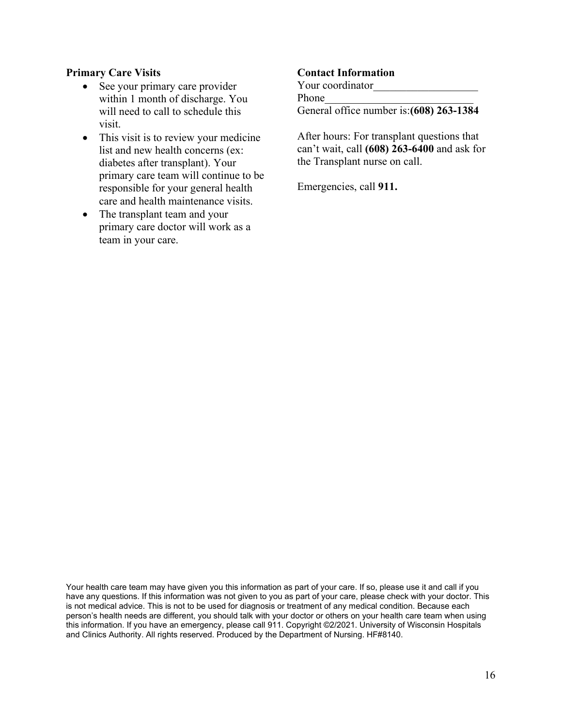**Primary Care Visits**

- See your primary care provider within 1 month of discharge. You will need to call to schedule this visit.
- This visit is to review your medicine list and new health concerns (ex: diabetes after transplant). Your primary care team will continue to be responsible for your general health care and health maintenance visits.
- The transplant team and your primary care doctor will work as a team in your care.

**Contact Information**

Your coordinator___________________
Phone___________________________
General office number is:**(608) 263-1384**

After hours: For transplant questions that can't wait, call **(608) 263-6400** and ask for the Transplant nurse on call.

Emergencies, call **911.**

Your health care team may have given you this information as part of your care. If so, please use it and call if you have any questions. If this information was not given to you as part of your care, please check with your doctor. This is not medical advice. This is not to be used for diagnosis or treatment of any medical condition. Because each person's health needs are different, you should talk with your doctor or others on your health care team when using this information. If you have an emergency, please call 911. Copyright ©2/2021. University of Wisconsin Hospitals and Clinics Authority. All rights reserved. Produced by the Department of Nursing. HF#8140.